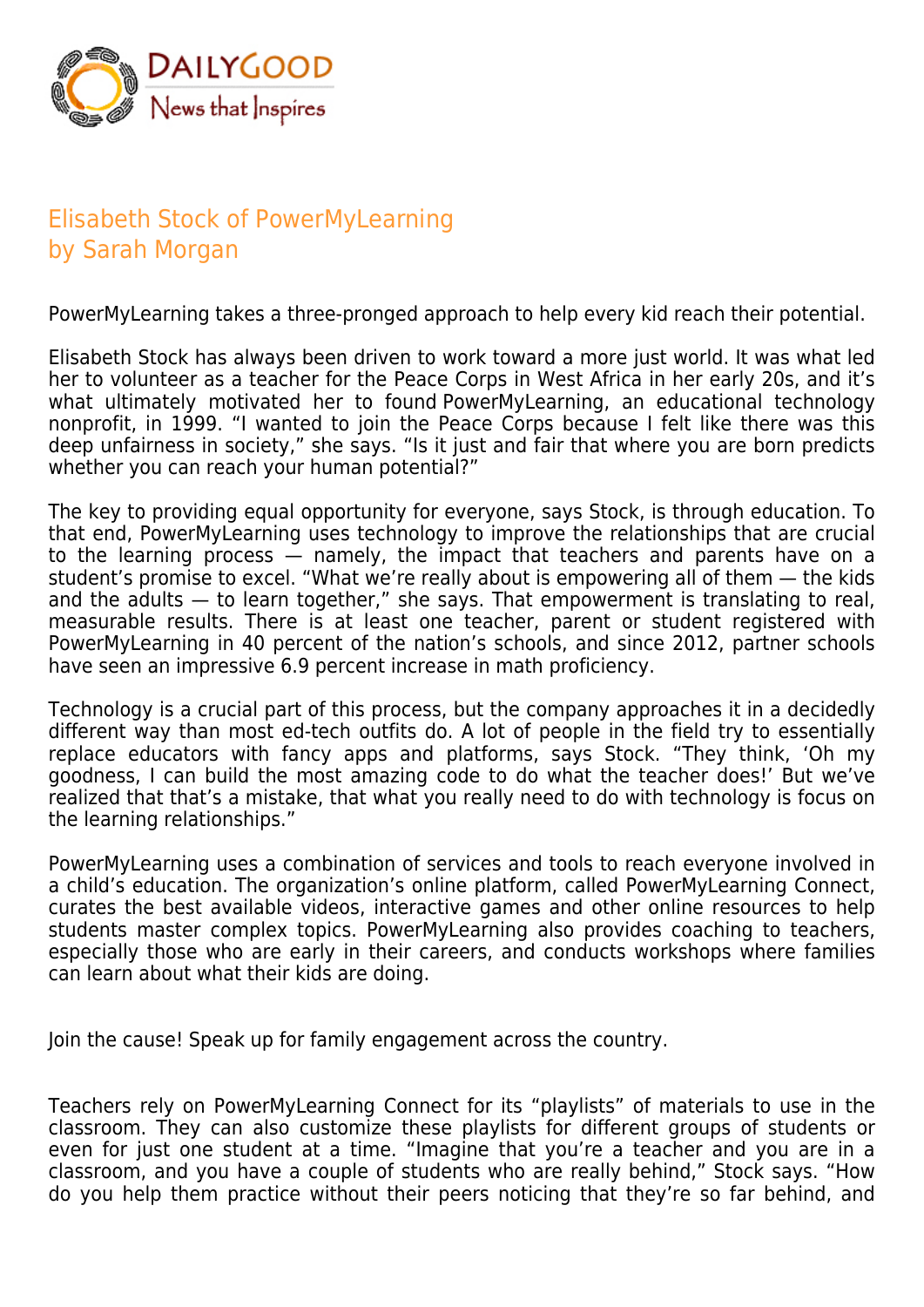Elisabeth Stock of PowerMyLearning
by Sarah Morgan

PowerMyLearning takes a three-pronged approach to help every kid reach their potential.

Elisabeth Stock has always been driven to work toward a more just world. It was what led her to volunteer as a teacher for the Peace Corps in West Africa in her early 20s, and it's what ultimately motivated her to found PowerMyLearning, an educational technology nonprofit, in 1999. "I wanted to join the Peace Corps because I felt like there was this deep unfairness in society," she says. "Is it just and fair that where you are born predicts whether you can reach your human potential?"

The key to providing equal opportunity for everyone, says Stock, is through education. To that end, PowerMyLearning uses technology to improve the relationships that are crucial to the learning process — namely, the impact that teachers and parents have on a student's promise to excel. "What we're really about is empowering all of them — the kids and the adults — to learn together," she says. That empowerment is translating to real, measurable results. There is at least one teacher, parent or student registered with PowerMyLearning in 40 percent of the nation's schools, and since 2012, partner schools have seen an impressive 6.9 percent increase in math proficiency.

Technology is a crucial part of this process, but the company approaches it in a decidedly different way than most ed-tech outfits do. A lot of people in the field try to essentially replace educators with fancy apps and platforms, says Stock. "They think, 'Oh my goodness, I can build the most amazing code to do what the teacher does!' But we've realized that that's a mistake, that what you really need to do with technology is focus on the learning relationships."

PowerMyLearning uses a combination of services and tools to reach everyone involved in a child's education. The organization's online platform, called PowerMyLearning Connect, curates the best available videos, interactive games and other online resources to help students master complex topics. PowerMyLearning also provides coaching to teachers, especially those who are early in their careers, and conducts workshops where families can learn about what their kids are doing.

Join the cause! Speak up for family engagement across the country.

Teachers rely on PowerMyLearning Connect for its "playlists" of materials to use in the classroom. They can also customize these playlists for different groups of students or even for just one student at a time. "Imagine that you're a teacher and you are in a classroom, and you have a couple of students who are really behind," Stock says. "How do you help them practice without their peers noticing that they're so far behind, and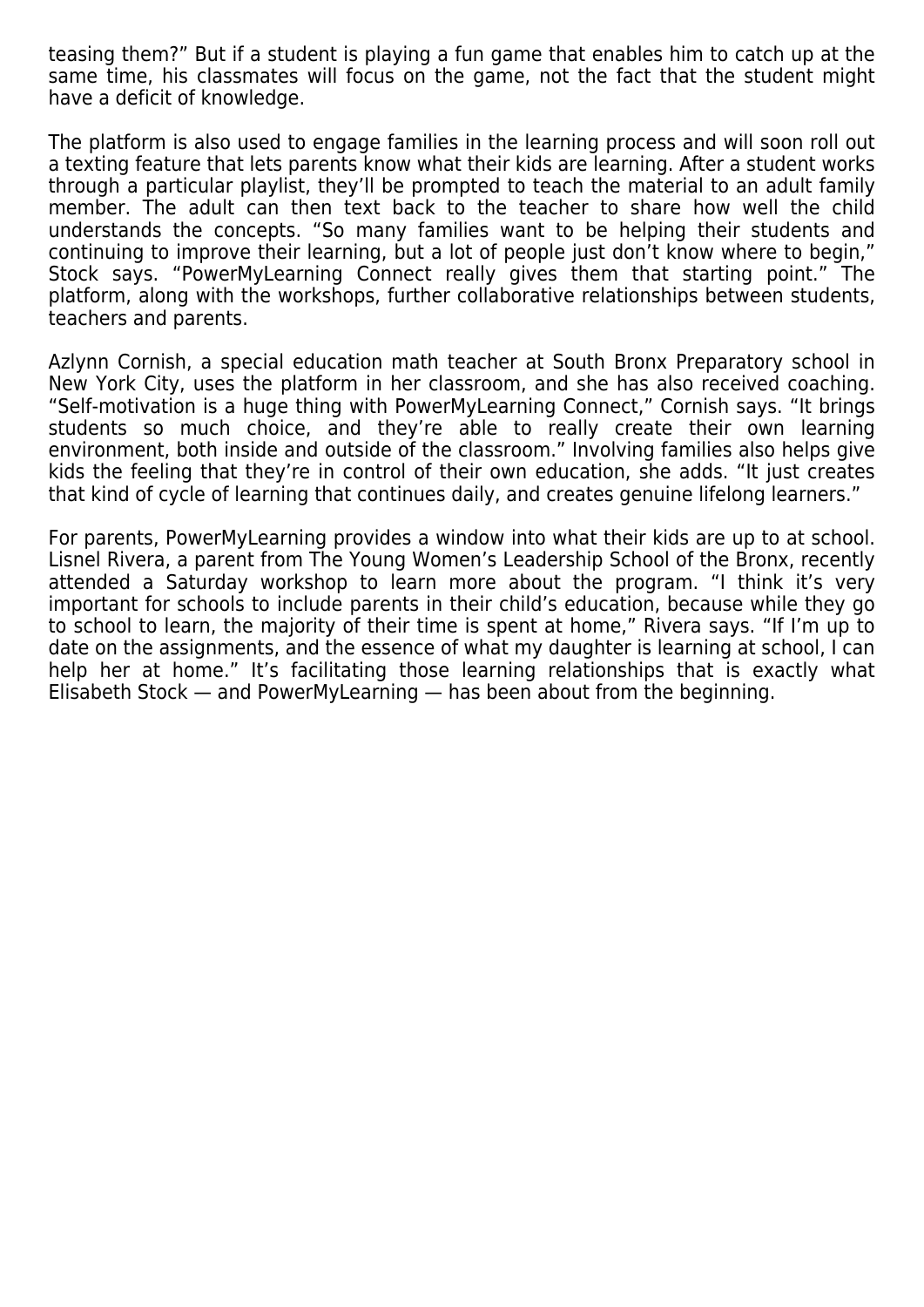teasing them?" But if a student is playing a fun game that enables him to catch up at the same time, his classmates will focus on the game, not the fact that the student might have a deficit of knowledge.

The platform is also used to engage families in the learning process and will soon roll out a texting feature that lets parents know what their kids are learning. After a student works through a particular playlist, they'll be prompted to teach the material to an adult family member. The adult can then text back to the teacher to share how well the child understands the concepts. "So many families want to be helping their students and continuing to improve their learning, but a lot of people just don't know where to begin," Stock says. "PowerMyLearning Connect really gives them that starting point." The platform, along with the workshops, further collaborative relationships between students, teachers and parents.

Azlynn Cornish, a special education math teacher at South Bronx Preparatory school in New York City, uses the platform in her classroom, and she has also received coaching. "Self-motivation is a huge thing with PowerMyLearning Connect," Cornish says. "It brings students so much choice, and they're able to really create their own learning environment, both inside and outside of the classroom." Involving families also helps give kids the feeling that they're in control of their own education, she adds. "It just creates that kind of cycle of learning that continues daily, and creates genuine lifelong learners."

For parents, PowerMyLearning provides a window into what their kids are up to at school. Lisnel Rivera, a parent from The Young Women's Leadership School of the Bronx, recently attended a Saturday workshop to learn more about the program. "I think it's very important for schools to include parents in their child's education, because while they go to school to learn, the majority of their time is spent at home," Rivera says. "If I'm up to date on the assignments, and the essence of what my daughter is learning at school, I can help her at home." It's facilitating those learning relationships that is exactly what Elisabeth Stock — and PowerMyLearning — has been about from the beginning.